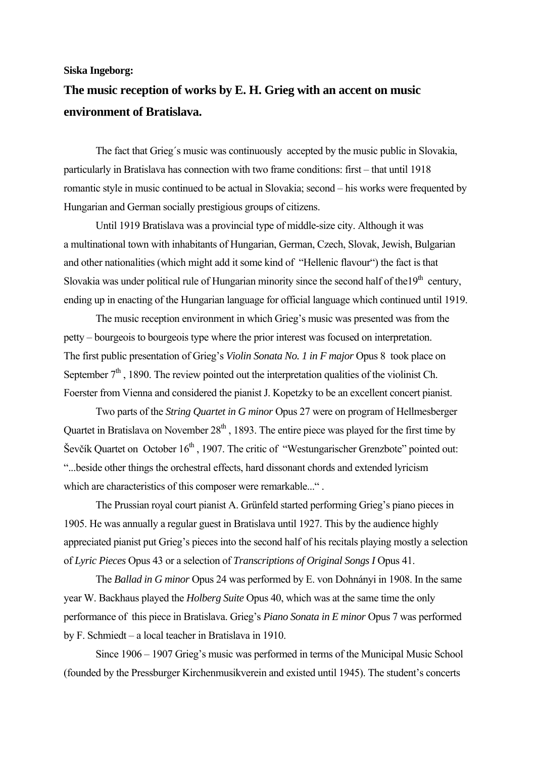**Siska Ingeborg:**

## The music reception of works by E. H. Grieg with an accent on music environment of Bratislava.

The fact that Grieg´s music was continuously accepted by the music public in Slovakia, particularly in Bratislava has connection with two frame conditions: first – that until 1918 romantic style in music continued to be actual in Slovakia; second – his works were frequented by Hungarian and German socially prestigious groups of citizens.

Until 1919 Bratislava was a provincial type of middle-size city. Although it was a multinational town with inhabitants of Hungarian, German, Czech, Slovak, Jewish, Bulgarian and other nationalities (which might add it some kind of "Hellenic flavour") the fact is that Slovakia was under political rule of Hungarian minority since the second half of the19th century, ending up in enacting of the Hungarian language for official language which continued until 1919.

The music reception environment in which Grieg's music was presented was from the petty – bourgeois to bourgeois type where the prior interest was focused on interpretation. The first public presentation of Grieg's *Violin Sonata No. 1 in F major* Opus 8 took place on September 7th , 1890. The review pointed out the interpretation qualities of the violinist Ch. Foerster from Vienna and considered the pianist J. Kopetzky to be an excellent concert pianist.

Two parts of the *String Quartet in G minor* Opus 27 were on program of Hellmesberger Quartet in Bratislava on November 28th , 1893. The entire piece was played for the first time by Ševčík Quartet on October 16th , 1907. The critic of "Westungarischer Grenzbote" pointed out: "...beside other things the orchestral effects, hard dissonant chords and extended lyricism which are characteristics of this composer were remarkable..." .

The Prussian royal court pianist A. Grünfeld started performing Grieg's piano pieces in 1905. He was annually a regular guest in Bratislava until 1927. This by the audience highly appreciated pianist put Grieg's pieces into the second half of his recitals playing mostly a selection of *Lyric Pieces* Opus 43 or a selection of *Transcriptions of Original Songs I* Opus 41.

The *Ballad in G minor* Opus 24 was performed by E. von Dohnányi in 1908. In the same year W. Backhaus played the *Holberg Suite* Opus 40, which was at the same time the only performance of this piece in Bratislava. Grieg's *Piano Sonata in E minor* Opus 7 was performed by F. Schmiedt – a local teacher in Bratislava in 1910.

Since 1906 – 1907 Grieg's music was performed in terms of the Municipal Music School (founded by the Pressburger Kirchenmusikverein and existed until 1945). The student's concerts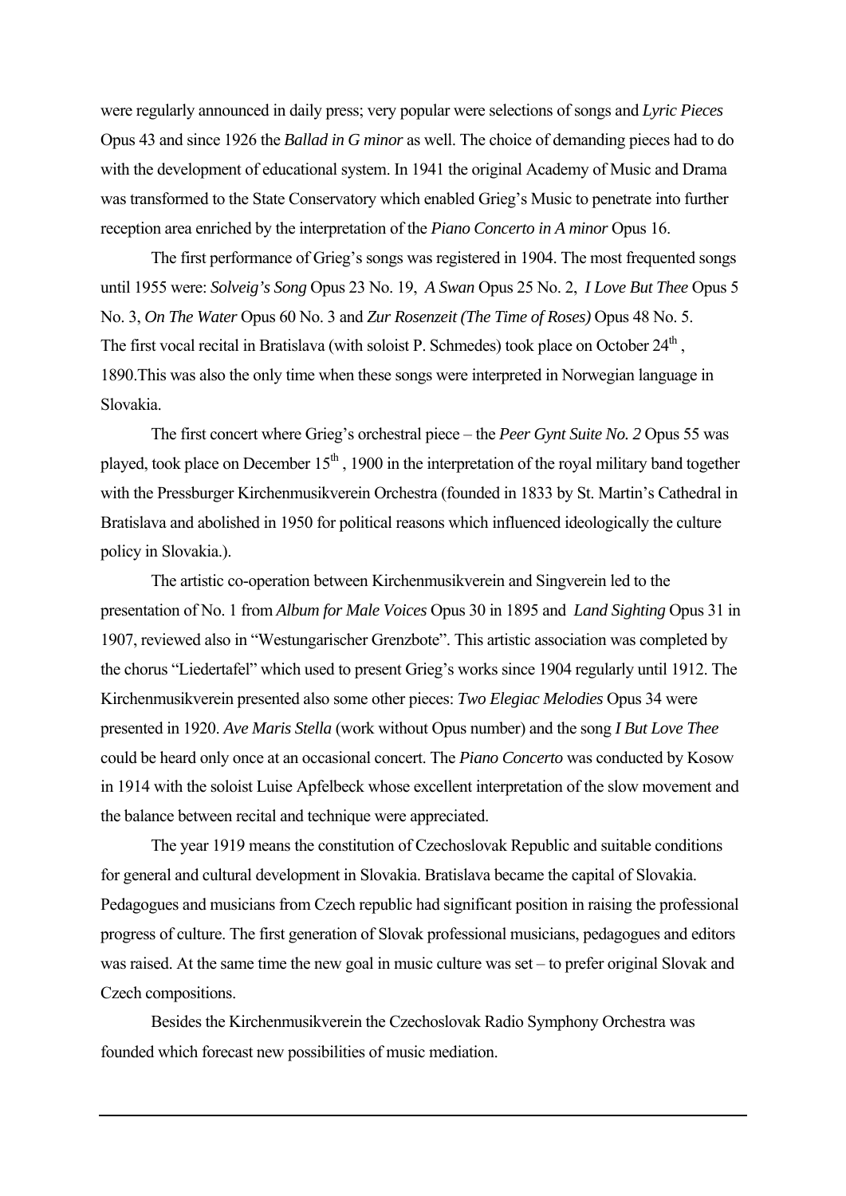were regularly announced in daily press; very popular were selections of songs and *Lyric Pieces* Opus 43 and since 1926 the *Ballad in G minor* as well. The choice of demanding pieces had to do with the development of educational system. In 1941 the original Academy of Music and Drama was transformed to the State Conservatory which enabled Grieg's Music to penetrate into further reception area enriched by the interpretation of the *Piano Concerto in A minor* Opus 16.

The first performance of Grieg's songs was registered in 1904. The most frequented songs until 1955 were: *Solveig's Song* Opus 23 No. 19, *A Swan* Opus 25 No. 2, *I Love But Thee* Opus 5 No. 3, *On The Water* Opus 60 No. 3 and *Zur Rosenzeit (The Time of Roses)* Opus 48 No. 5. The first vocal recital in Bratislava (with soloist P. Schmedes) took place on October 24th , 1890.This was also the only time when these songs were interpreted in Norwegian language in Slovakia.

The first concert where Grieg's orchestral piece – the *Peer Gynt Suite No. 2* Opus 55 was played, took place on December 15th , 1900 in the interpretation of the royal military band together with the Pressburger Kirchenmusikverein Orchestra (founded in 1833 by St. Martin's Cathedral in Bratislava and abolished in 1950 for political reasons which influenced ideologically the culture policy in Slovakia.).

The artistic co-operation between Kirchenmusikverein and Singverein led to the presentation of No. 1 from *Album for Male Voices* Opus 30 in 1895 and *Land Sighting* Opus 31 in 1907, reviewed also in "Westungarischer Grenzbote". This artistic association was completed by the chorus "Liedertafel" which used to present Grieg's works since 1904 regularly until 1912. The Kirchenmusikverein presented also some other pieces: *Two Elegiac Melodies* Opus 34 were presented in 1920. *Ave Maris Stella* (work without Opus number) and the song *I But Love Thee* could be heard only once at an occasional concert. The *Piano Concerto* was conducted by Kosow in 1914 with the soloist Luise Apfelbeck whose excellent interpretation of the slow movement and the balance between recital and technique were appreciated.

The year 1919 means the constitution of Czechoslovak Republic and suitable conditions for general and cultural development in Slovakia. Bratislava became the capital of Slovakia. Pedagogues and musicians from Czech republic had significant position in raising the professional progress of culture. The first generation of Slovak professional musicians, pedagogues and editors was raised. At the same time the new goal in music culture was set – to prefer original Slovak and Czech compositions.

Besides the Kirchenmusikverein the Czechoslovak Radio Symphony Orchestra was founded which forecast new possibilities of music mediation.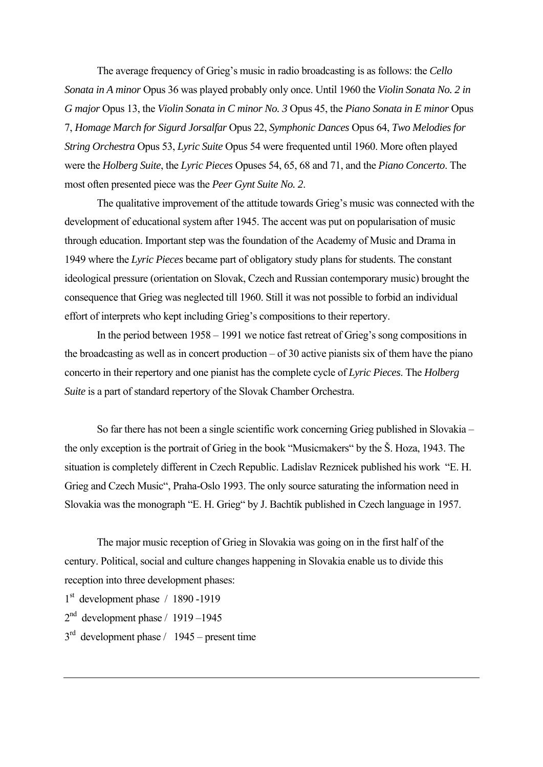The average frequency of Grieg's music in radio broadcasting is as follows: the *Cello Sonata in A minor* Opus 36 was played probably only once. Until 1960 the *Violin Sonata No. 2 in G major* Opus 13, the *Violin Sonata in C minor No. 3* Opus 45, the *Piano Sonata in E minor* Opus 7, *Homage March for Sigurd Jorsalfar* Opus 22, *Symphonic Dances* Opus 64, *Two Melodies for String Orchestra* Opus 53, *Lyric Suite* Opus 54 were frequented until 1960. More often played were the *Holberg Suite*, the *Lyric Pieces* Opuses 54, 65, 68 and 71, and the *Piano Concerto*. The most often presented piece was the *Peer Gynt Suite No. 2*.

The qualitative improvement of the attitude towards Grieg's music was connected with the development of educational system after 1945. The accent was put on popularisation of music through education. Important step was the foundation of the Academy of Music and Drama in 1949 where the *Lyric Pieces* became part of obligatory study plans for students. The constant ideological pressure (orientation on Slovak, Czech and Russian contemporary music) brought the consequence that Grieg was neglected till 1960. Still it was not possible to forbid an individual effort of interprets who kept including Grieg's compositions to their repertory.

In the period between 1958 – 1991 we notice fast retreat of Grieg's song compositions in the broadcasting as well as in concert production – of 30 active pianists six of them have the piano concerto in their repertory and one pianist has the complete cycle of *Lyric Pieces*. The *Holberg Suite* is a part of standard repertory of the Slovak Chamber Orchestra.

So far there has not been a single scientific work concerning Grieg published in Slovakia – the only exception is the portrait of Grieg in the book "Musicmakers" by the Š. Hoza, 1943. The situation is completely different in Czech Republic. Ladislav Reznicek published his work "E. H. Grieg and Czech Music", Praha-Oslo 1993. The only source saturating the information need in Slovakia was the monograph "E. H. Grieg" by J. Bachtík published in Czech language in 1957.

The major music reception of Grieg in Slovakia was going on in the first half of the century. Political, social and culture changes happening in Slovakia enable us to divide this reception into three development phases:

1st development phase / 1890 -1919

2nd development phase / 1919 –1945

3rd development phase / 1945 – present time